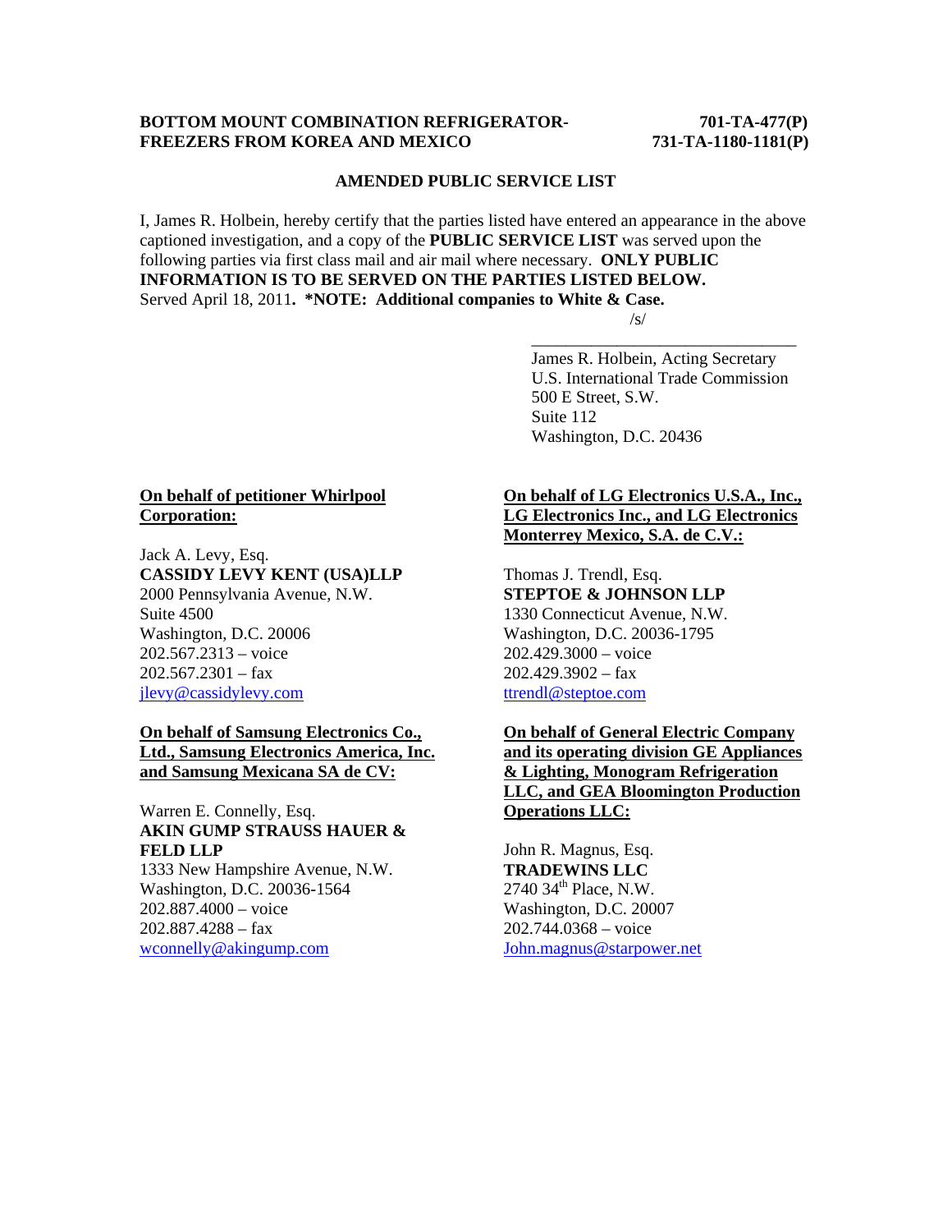**BOTTOM MOUNT COMBINATION REFRIGERATOR-FREEZERS FROM KOREA AND MEXICO**

**701-TA-477(P)**
**731-TA-1180-1181(P)**

**AMENDED PUBLIC SERVICE LIST**

I, James R. Holbein, hereby certify that the parties listed have entered an appearance in the above captioned investigation, and a copy of the **PUBLIC SERVICE LIST** was served upon the following parties via first class mail and air mail where necessary. **ONLY PUBLIC INFORMATION IS TO BE SERVED ON THE PARTIES LISTED BELOW.** Served April 18, 2011**. *NOTE: Additional companies to White & Case.**

/s/

James R. Holbein, Acting Secretary
U.S. International Trade Commission
500 E Street, S.W.
Suite 112
Washington, D.C. 20436

**On behalf of petitioner Whirlpool Corporation:**

Jack A. Levy, Esq.
**CASSIDY LEVY KENT (USA)LLP**
2000 Pennsylvania Avenue, N.W.
Suite 4500
Washington, D.C. 20006
202.567.2313 – voice
202.567.2301 – fax
jlevy@cassidylevy.com

**On behalf of Samsung Electronics Co., Ltd., Samsung Electronics America, Inc. and Samsung Mexicana SA de CV:**

Warren E. Connelly, Esq.
**AKIN GUMP STRAUSS HAUER & FELD LLP**
1333 New Hampshire Avenue, N.W.
Washington, D.C. 20036-1564
202.887.4000 – voice
202.887.4288 – fax
wconnelly@akingump.com

**On behalf of LG Electronics U.S.A., Inc., LG Electronics Inc., and LG Electronics Monterrey Mexico, S.A. de C.V.:**

Thomas J. Trendl, Esq.
**STEPTOE & JOHNSON LLP**
1330 Connecticut Avenue, N.W.
Washington, D.C. 20036-1795
202.429.3000 – voice
202.429.3902 – fax
ttrendl@steptoe.com

**On behalf of General Electric Company and its operating division GE Appliances & Lighting, Monogram Refrigeration LLC, and GEA Bloomington Production Operations LLC:**

John R. Magnus, Esq.
**TRADEWINS LLC**
2740 34th Place, N.W.
Washington, D.C. 20007
202.744.0368 – voice
John.magnus@starpower.net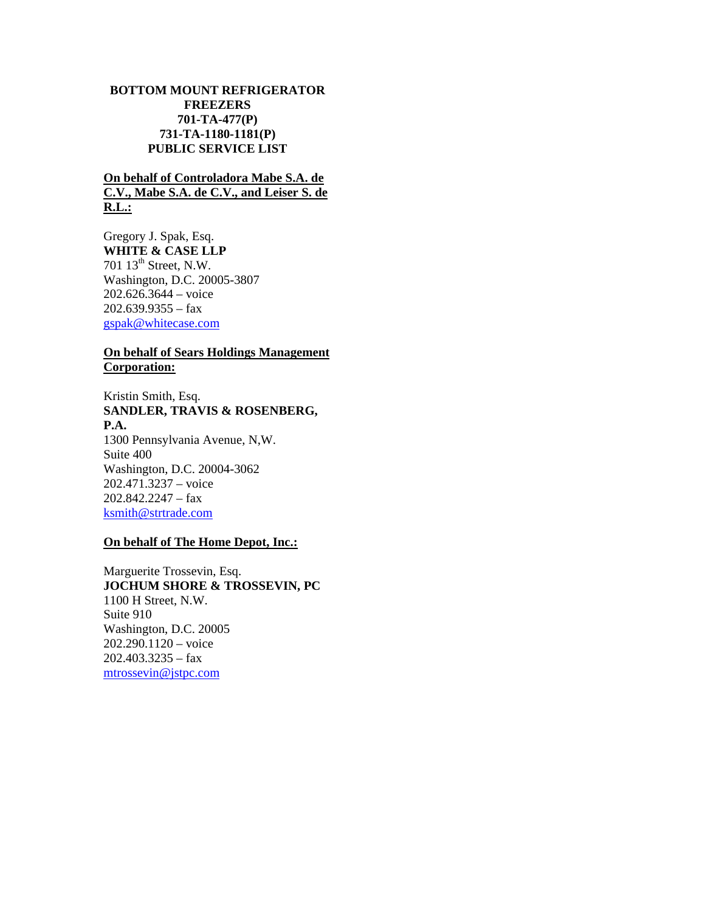**BOTTOM MOUNT REFRIGERATOR FREEZERS**
**701-TA-477(P)**
**731-TA-1180-1181(P)**
**PUBLIC SERVICE LIST**

**On behalf of Controladora Mabe S.A. de C.V., Mabe S.A. de C.V., and Leiser S. de R.L.:**

Gregory J. Spak, Esq.
**WHITE & CASE LLP**
701 13th Street, N.W.
Washington, D.C. 20005-3807
202.626.3644 – voice
202.639.9355 – fax
gspak@whitecase.com

**On behalf of Sears Holdings Management Corporation:**

Kristin Smith, Esq.
**SANDLER, TRAVIS & ROSENBERG, P.A.**
1300 Pennsylvania Avenue, N,W.
Suite 400
Washington, D.C. 20004-3062
202.471.3237 – voice
202.842.2247 – fax
ksmith@strtrade.com

**On behalf of The Home Depot, Inc.:**

Marguerite Trossevin, Esq.
**JOCHUM SHORE & TROSSEVIN, PC**
1100 H Street, N.W.
Suite 910
Washington, D.C. 20005
202.290.1120 – voice
202.403.3235 – fax
mtrossevin@jstpc.com